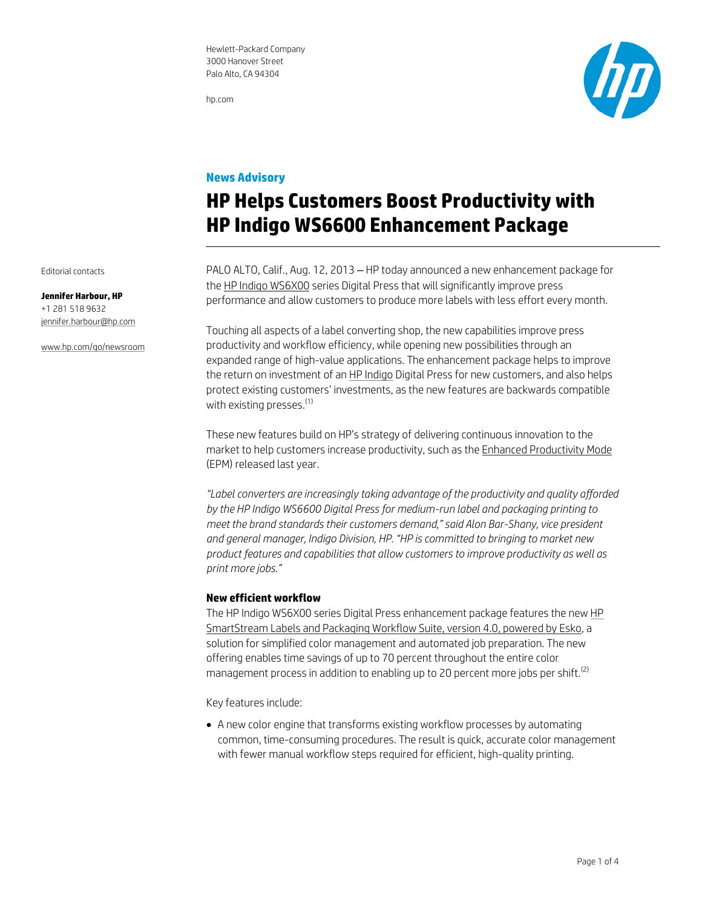Hewlett-Packard Company
3000 Hanover Street
Palo Alto, CA 94304

hp.com

Editorial contacts

**Jennifer Harbour, HP**
+1 281 518 9632
jennifer.harbour@hp.com

www.hp.com/go/newsroom

**News Advisory**

# HP Helps Customers Boost Productivity with HP Indigo WS6600 Enhancement Package

PALO ALTO, Calif., Aug. 12, 2013 – HP today announced a new enhancement package for the HP Indigo WS6X00 series Digital Press that will significantly improve press performance and allow customers to produce more labels with less effort every month.

Touching all aspects of a label converting shop, the new capabilities improve press productivity and workflow efficiency, while opening new possibilities through an expanded range of high-value applications. The enhancement package helps to improve the return on investment of an HP Indigo Digital Press for new customers, and also helps protect existing customers' investments, as the new features are backwards compatible with existing presses.[1]

These new features build on HP's strategy of delivering continuous innovation to the market to help customers increase productivity, such as the Enhanced Productivity Mode (EPM) released last year.

*"Label converters are increasingly taking advantage of the productivity and quality afforded by the HP Indigo WS6600 Digital Press for medium-run label and packaging printing to meet the brand standards their customers demand," said Alon Bar-Shany, vice president and general manager, Indigo Division, HP. "HP is committed to bringing to market new product features and capabilities that allow customers to improve productivity as well as print more jobs."*

### New efficient workflow

The HP Indigo WS6X00 series Digital Press enhancement package features the new HP SmartStream Labels and Packaging Workflow Suite, version 4.0, powered by Esko, a solution for simplified color management and automated job preparation. The new offering enables time savings of up to 70 percent throughout the entire color management process in addition to enabling up to 20 percent more jobs per shift.[2]

Key features include:

- A new color engine that transforms existing workflow processes by automating common, time-consuming procedures. The result is quick, accurate color management with fewer manual workflow steps required for efficient, high-quality printing.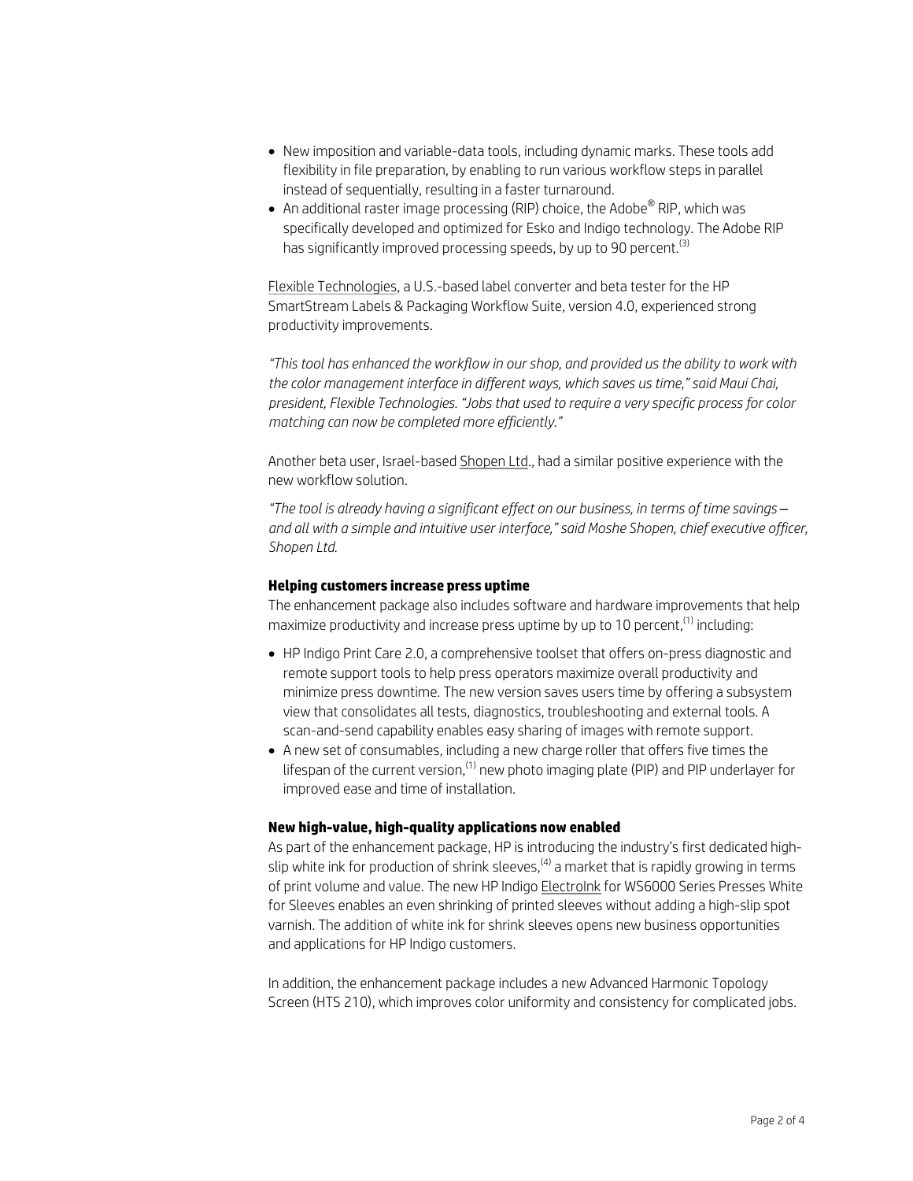- New imposition and variable-data tools, including dynamic marks. These tools add flexibility in file preparation, by enabling to run various workflow steps in parallel instead of sequentially, resulting in a faster turnaround.
- An additional raster image processing (RIP) choice, the Adobe® RIP, which was specifically developed and optimized for Esko and Indigo technology. The Adobe RIP has significantly improved processing speeds, by up to 90 percent.[3]

Flexible Technologies, a U.S.-based label converter and beta tester for the HP SmartStream Labels & Packaging Workflow Suite, version 4.0, experienced strong productivity improvements.

*"This tool has enhanced the workflow in our shop, and provided us the ability to work with the color management interface in different ways, which saves us time," said Maui Chai, president, Flexible Technologies. "Jobs that used to require a very specific process for color matching can now be completed more efficiently."*

Another beta user, Israel-based Shopen Ltd., had a similar positive experience with the new workflow solution.

*"The tool is already having a significant effect on our business, in terms of time savings — and all with a simple and intuitive user interface," said Moshe Shopen, chief executive officer, Shopen Ltd.*

**Helping customers increase press uptime**

The enhancement package also includes software and hardware improvements that help maximize productivity and increase press uptime by up to 10 percent,[1] including:

- HP Indigo Print Care 2.0, a comprehensive toolset that offers on-press diagnostic and remote support tools to help press operators maximize overall productivity and minimize press downtime. The new version saves users time by offering a subsystem view that consolidates all tests, diagnostics, troubleshooting and external tools. A scan-and-send capability enables easy sharing of images with remote support.
- A new set of consumables, including a new charge roller that offers five times the lifespan of the current version,[1] new photo imaging plate (PIP) and PIP underlayer for improved ease and time of installation.

**New high-value, high-quality applications now enabled**

As part of the enhancement package, HP is introducing the industry's first dedicated high-slip white ink for production of shrink sleeves,[4] a market that is rapidly growing in terms of print volume and value. The new HP Indigo ElectroInk for WS6000 Series Presses White for Sleeves enables an even shrinking of printed sleeves without adding a high-slip spot varnish. The addition of white ink for shrink sleeves opens new business opportunities and applications for HP Indigo customers.

In addition, the enhancement package includes a new Advanced Harmonic Topology Screen (HTS 210), which improves color uniformity and consistency for complicated jobs.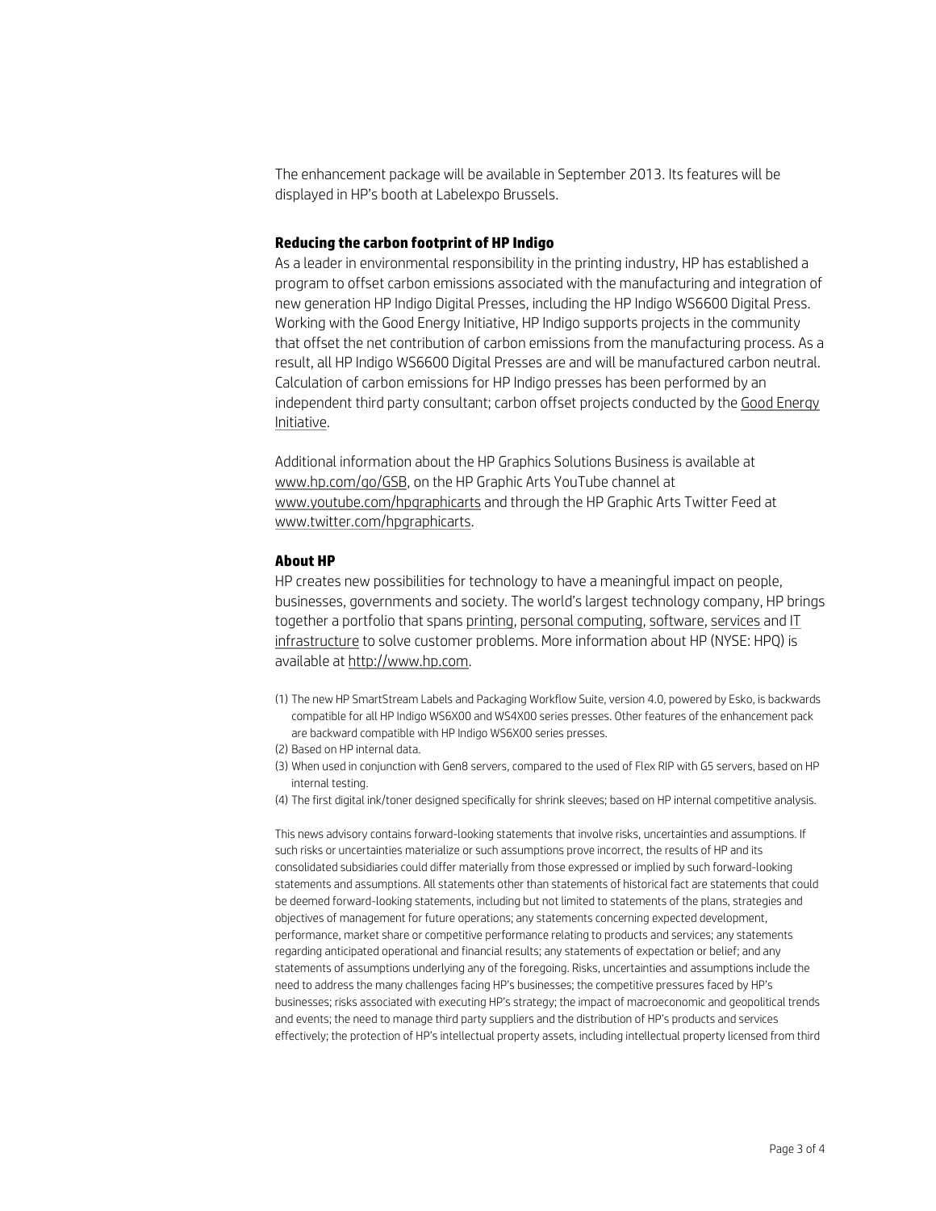The enhancement package will be available in September 2013. Its features will be displayed in HP's booth at Labelexpo Brussels.

### Reducing the carbon footprint of HP Indigo

As a leader in environmental responsibility in the printing industry, HP has established a program to offset carbon emissions associated with the manufacturing and integration of new generation HP Indigo Digital Presses, including the HP Indigo WS6600 Digital Press. Working with the Good Energy Initiative, HP Indigo supports projects in the community that offset the net contribution of carbon emissions from the manufacturing process. As a result, all HP Indigo WS6600 Digital Presses are and will be manufactured carbon neutral. Calculation of carbon emissions for HP Indigo presses has been performed by an independent third party consultant; carbon offset projects conducted by the Good Energy Initiative.

Additional information about the HP Graphics Solutions Business is available at www.hp.com/go/GSB, on the HP Graphic Arts YouTube channel at www.youtube.com/hpgraphicarts and through the HP Graphic Arts Twitter Feed at www.twitter.com/hpgraphicarts.

### About HP

HP creates new possibilities for technology to have a meaningful impact on people, businesses, governments and society. The world's largest technology company, HP brings together a portfolio that spans printing, personal computing, software, services and IT infrastructure to solve customer problems. More information about HP (NYSE: HPQ) is available at http://www.hp.com.

(1) The new HP SmartStream Labels and Packaging Workflow Suite, version 4.0, powered by Esko, is backwards compatible for all HP Indigo WS6X00 and WS4X00 series presses. Other features of the enhancement pack are backward compatible with HP Indigo WS6X00 series presses.
(2) Based on HP internal data.
(3) When used in conjunction with Gen8 servers, compared to the used of Flex RIP with G5 servers, based on HP internal testing.
(4) The first digital ink/toner designed specifically for shrink sleeves; based on HP internal competitive analysis.

This news advisory contains forward-looking statements that involve risks, uncertainties and assumptions. If such risks or uncertainties materialize or such assumptions prove incorrect, the results of HP and its consolidated subsidiaries could differ materially from those expressed or implied by such forward-looking statements and assumptions. All statements other than statements of historical fact are statements that could be deemed forward-looking statements, including but not limited to statements of the plans, strategies and objectives of management for future operations; any statements concerning expected development, performance, market share or competitive performance relating to products and services; any statements regarding anticipated operational and financial results; any statements of expectation or belief; and any statements of assumptions underlying any of the foregoing. Risks, uncertainties and assumptions include the need to address the many challenges facing HP's businesses; the competitive pressures faced by HP's businesses; risks associated with executing HP's strategy; the impact of macroeconomic and geopolitical trends and events; the need to manage third party suppliers and the distribution of HP's products and services effectively; the protection of HP's intellectual property assets, including intellectual property licensed from third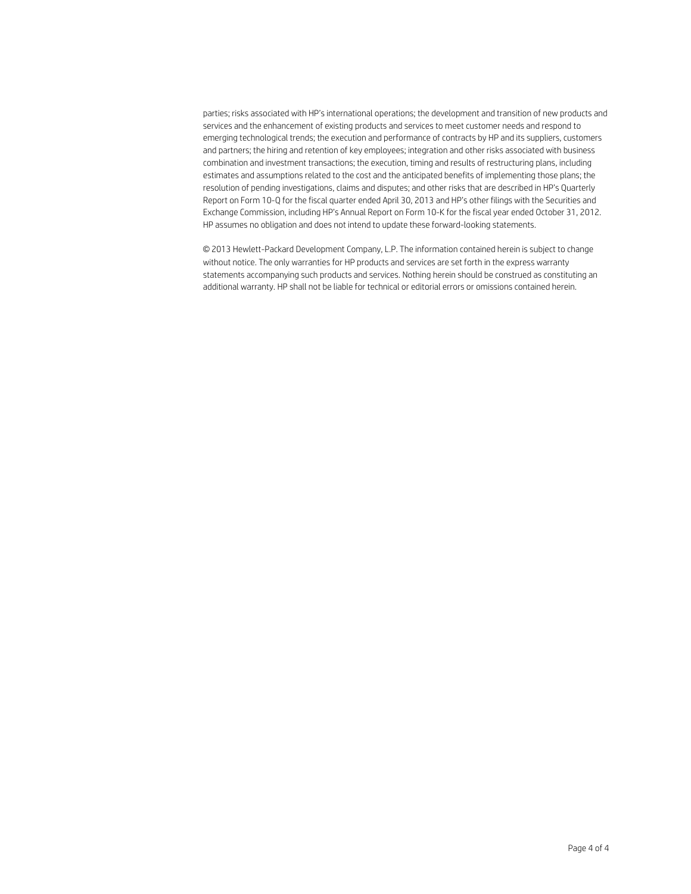parties; risks associated with HP's international operations; the development and transition of new products and services and the enhancement of existing products and services to meet customer needs and respond to emerging technological trends; the execution and performance of contracts by HP and its suppliers, customers and partners; the hiring and retention of key employees; integration and other risks associated with business combination and investment transactions; the execution, timing and results of restructuring plans, including estimates and assumptions related to the cost and the anticipated benefits of implementing those plans; the resolution of pending investigations, claims and disputes; and other risks that are described in HP's Quarterly Report on Form 10-Q for the fiscal quarter ended April 30, 2013 and HP's other filings with the Securities and Exchange Commission, including HP's Annual Report on Form 10-K for the fiscal year ended October 31, 2012. HP assumes no obligation and does not intend to update these forward-looking statements.

© 2013 Hewlett-Packard Development Company, L.P. The information contained herein is subject to change without notice. The only warranties for HP products and services are set forth in the express warranty statements accompanying such products and services. Nothing herein should be construed as constituting an additional warranty. HP shall not be liable for technical or editorial errors or omissions contained herein.